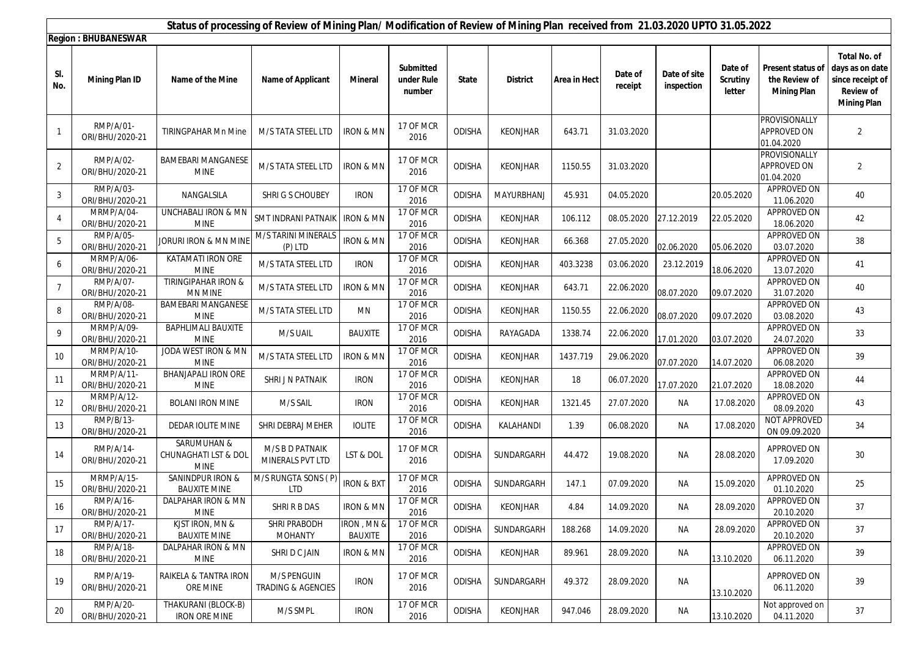## Status of processing of Review of Mining Plan/ Modification of Review of Mining Plan received from 21.03.2020 UPTO 31.05.2022

**Region : BHUBANESWAR**

| Sl. No. | Mining Plan ID | Name of the Mine | Name of Applicant | Mineral | Submitted under Rule number | State | District | Area in Hect | Date of receipt | Date of site inspection | Date of Scrutiny letter | Present status of the Review of Mining Plan | Total No. of days as on date since receipt of Review of Mining Plan |
|---|---|---|---|---|---|---|---|---|---|---|---|---|---|
| 1 | RMP/A/01-ORI/BHU/2020-21 | TIRINGPAHAR Mn Mine | M/S TATA STEEL LTD | IRON & MN | 17 OF MCR 2016 | ODISHA | KEONJHAR | 643.71 | 31.03.2020 | | | PROVISIONALLY APPROVED ON 01.04.2020 | 2 |
| 2 | RMP/A/02-ORI/BHU/2020-21 | BAMEBARI MANGANESE MINE | M/S TATA STEEL LTD | IRON & MN | 17 OF MCR 2016 | ODISHA | KEONJHAR | 1150.55 | 31.03.2020 | | | PROVISIONALLY APPROVED ON 01.04.2020 | 2 |
| 3 | RMP/A/03-ORI/BHU/2020-21 | NANGALSILA | SHRI G S CHOUBEY | IRON | 17 OF MCR 2016 | ODISHA | MAYURBHANJ | 45.931 | 04.05.2020 | | 20.05.2020 | APPROVED ON 11.06.2020 | 40 |
| 4 | MRMP/A/04-ORI/BHU/2020-21 | UNCHABALI IRON & MN MINE | SMT INDRANI PATNAIK | IRON & MN | 17 OF MCR 2016 | ODISHA | KEONJHAR | 106.112 | 08.05.2020 | 27.12.2019 | 22.05.2020 | APPROVED ON 18.06.2020 | 42 |
| 5 | RMP/A/05-ORI/BHU/2020-21 | JORURI IRON & MN MINE | M/S TARINI MINERALS (P) LTD | IRON & MN | 17 OF MCR 2016 | ODISHA | KEONJHAR | 66.368 | 27.05.2020 | 02.06.2020 | 05.06.2020 | APPROVED ON 03.07.2020 | 38 |
| 6 | MRMP/A/06-ORI/BHU/2020-21 | KATAMATI IRON ORE MINE | M/S TATA STEEL LTD | IRON | 17 OF MCR 2016 | ODISHA | KEONJHAR | 403.3238 | 03.06.2020 | 23.12.2019 | 18.06.2020 | APPROVED ON 13.07.2020 | 41 |
| 7 | RMP/A/07-ORI/BHU/2020-21 | TIRINGIPAHAR IRON & MN MINE | M/S TATA STEEL LTD | IRON & MN | 17 OF MCR 2016 | ODISHA | KEONJHAR | 643.71 | 22.06.2020 | 08.07.2020 | 09.07.2020 | APPROVED ON 31.07.2020 | 40 |
| 8 | RMP/A/08-ORI/BHU/2020-21 | BAMEBARI MANGANESE MINE | M/S TATA STEEL LTD | MN | 17 OF MCR 2016 | ODISHA | KEONJHAR | 1150.55 | 22.06.2020 | 08.07.2020 | 09.07.2020 | APPROVED ON 03.08.2020 | 43 |
| 9 | MRMP/A/09-ORI/BHU/2020-21 | BAPHLIMALI BAUXITE MINE | M/S UAIL | BAUXITE | 17 OF MCR 2016 | ODISHA | RAYAGADA | 1338.74 | 22.06.2020 | 17.01.2020 | 03.07.2020 | APPROVED ON 24.07.2020 | 33 |
| 10 | MRMP/A/10-ORI/BHU/2020-21 | JODA WEST IRON & MN MINE | M/S TATA STEEL LTD | IRON & MN | 17 OF MCR 2016 | ODISHA | KEONJHAR | 1437.719 | 29.06.2020 | 07.07.2020 | 14.07.2020 | APPROVED ON 06.08.2020 | 39 |
| 11 | MRMP/A/11-ORI/BHU/2020-21 | BHANJAPALI IRON ORE MINE | SHRI J N PATNAIK | IRON | 17 OF MCR 2016 | ODISHA | KEONJHAR | 18 | 06.07.2020 | 17.07.2020 | 21.07.2020 | APPROVED ON 18.08.2020 | 44 |
| 12 | MRMP/A/12-ORI/BHU/2020-21 | BOLANI IRON MINE | M/S SAIL | IRON | 17 OF MCR 2016 | ODISHA | KEONJHAR | 1321.45 | 27.07.2020 | NA | 17.08.2020 | APPROVED ON 08.09.2020 | 43 |
| 13 | RMP/B/13-ORI/BHU/2020-21 | DEDAR IOLITE MINE | SHRI DEBRAJ MEHER | IOLITE | 17 OF MCR 2016 | ODISHA | KALAHANDI | 1.39 | 06.08.2020 | NA | 17.08.2020 | NOT APPROVED ON 09.09.2020 | 34 |
| 14 | RMP/A/14-ORI/BHU/2020-21 | SARUMUHAN & CHUNAGHATI LST & DOL MINE | M/S B D PATNAIK MINERALS PVT LTD | LST & DOL | 17 OF MCR 2016 | ODISHA | SUNDARGARH | 44.472 | 19.08.2020 | NA | 28.08.2020 | APPROVED ON 17.09.2020 | 30 |
| 15 | MRMP/A/15-ORI/BHU/2020-21 | SANINDPUR IRON & BAUXITE MINE | M/S RUNGTA SONS ( P) LTD | IRON & BXT | 17 OF MCR 2016 | ODISHA | SUNDARGARH | 147.1 | 07.09.2020 | NA | 15.09.2020 | APPROVED ON 01.10.2020 | 25 |
| 16 | RMP/A/16-ORI/BHU/2020-21 | DALPAHAR IRON & MN MINE | SHRI R B DAS | IRON & MN | 17 OF MCR 2016 | ODISHA | KEONJHAR | 4.84 | 14.09.2020 | NA | 28.09.2020 | APPROVED ON 20.10.2020 | 37 |
| 17 | RMP/A/17-ORI/BHU/2020-21 | KJST IRON, MN & BAUXITE MINE | SHRI PRABODH MOHANTY | IRON , MN & BAUXITE | 17 OF MCR 2016 | ODISHA | SUNDARGARH | 188.268 | 14.09.2020 | NA | 28.09.2020 | APPROVED ON 20.10.2020 | 37 |
| 18 | RMP/A/18-ORI/BHU/2020-21 | DALPAHAR IRON & MN MINE | SHRI D C JAIN | IRON & MN | 17 OF MCR 2016 | ODISHA | KEONJHAR | 89.961 | 28.09.2020 | NA | 13.10.2020 | APPROVED ON 06.11.2020 | 39 |
| 19 | RMP/A/19-ORI/BHU/2020-21 | RAIKELA & TANTRA IRON ORE MINE | M/S PENGUIN TRADING & AGENCIES | IRON | 17 OF MCR 2016 | ODISHA | SUNDARGARH | 49.372 | 28.09.2020 | NA | 13.10.2020 | APPROVED ON 06.11.2020 | 39 |
| 20 | RMP/A/20-ORI/BHU/2020-21 | THAKURANI (BLOCK-B) IRON ORE MINE | M/S SMPL | IRON | 17 OF MCR 2016 | ODISHA | KEONJHAR | 947.046 | 28.09.2020 | NA | 13.10.2020 | Not approved on 04.11.2020 | 37 |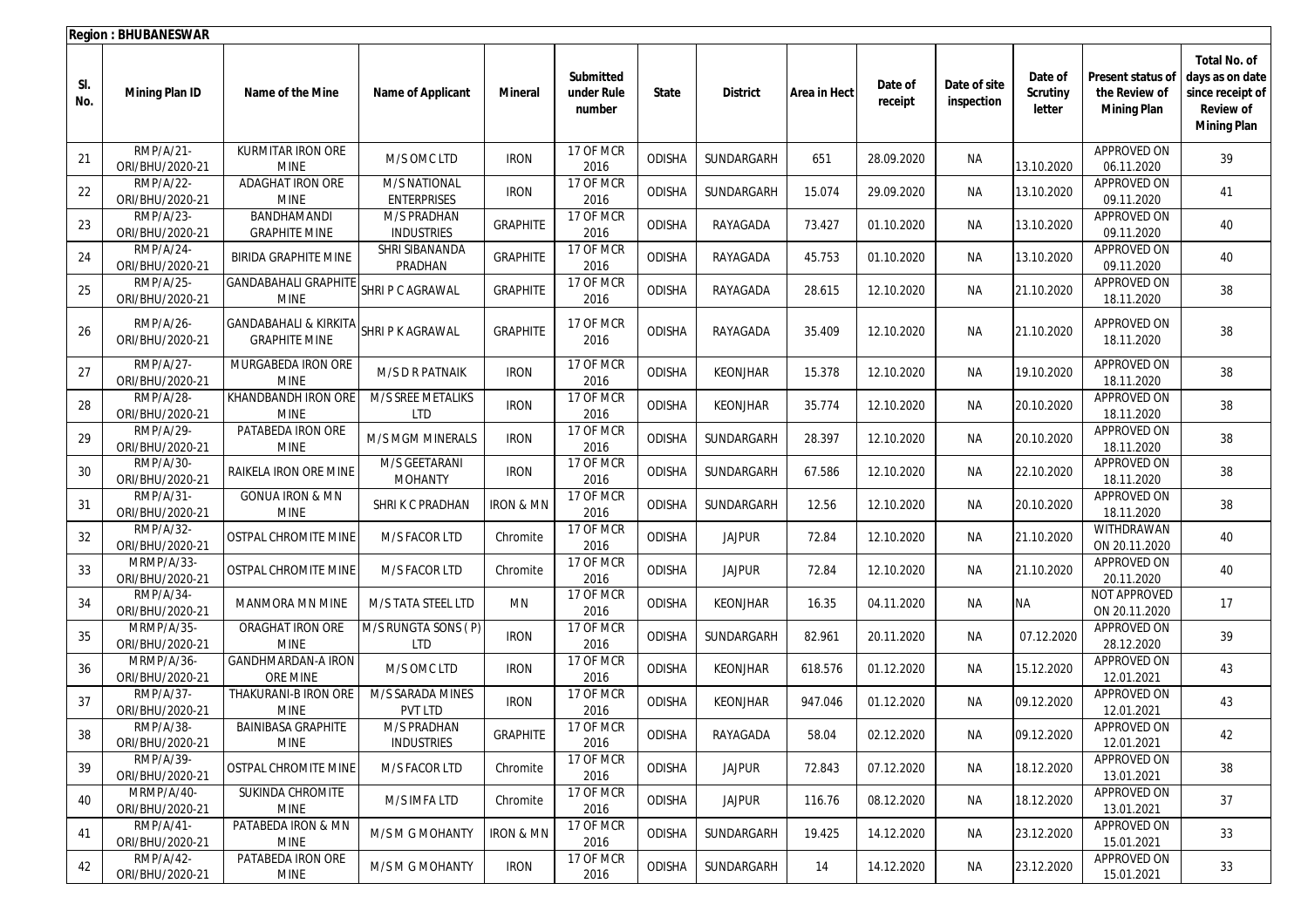**Region : BHUBANESWAR**

| Sl. No. | Mining Plan ID | Name of the Mine | Name of Applicant | Mineral | Submitted under Rule number | State | District | Area in Hect | Date of receipt | Date of site inspection | Date of Scrutiny letter | Present status of the Review of Mining Plan | Total No. of days as on date since receipt of Review of Mining Plan |
|---|---|---|---|---|---|---|---|---|---|---|---|---|---|
| 21 | RMP/A/21-ORI/BHU/2020-21 | KURMITAR IRON ORE MINE | M/S OMC LTD | IRON | 17 OF MCR 2016 | ODISHA | SUNDARGARH | 651 | 28.09.2020 | NA | 13.10.2020 | APPROVED ON 06.11.2020 | 39 |
| 22 | RMP/A/22-ORI/BHU/2020-21 | ADAGHAT IRON ORE MINE | M/S NATIONAL ENTERPRISES | IRON | 17 OF MCR 2016 | ODISHA | SUNDARGARH | 15.074 | 29.09.2020 | NA | 13.10.2020 | APPROVED ON 09.11.2020 | 41 |
| 23 | RMP/A/23-ORI/BHU/2020-21 | BANDHAMANDI GRAPHITE MINE | M/S PRADHAN INDUSTRIES | GRAPHITE | 17 OF MCR 2016 | ODISHA | RAYAGADA | 73.427 | 01.10.2020 | NA | 13.10.2020 | APPROVED ON 09.11.2020 | 40 |
| 24 | RMP/A/24-ORI/BHU/2020-21 | BIRIDA GRAPHITE MINE | SHRI SIBANANDA PRADHAN | GRAPHITE | 17 OF MCR 2016 | ODISHA | RAYAGADA | 45.753 | 01.10.2020 | NA | 13.10.2020 | APPROVED ON 09.11.2020 | 40 |
| 25 | RMP/A/25-ORI/BHU/2020-21 | GANDABAHALI GRAPHITE MINE | SHRI P C AGRAWAL | GRAPHITE | 17 OF MCR 2016 | ODISHA | RAYAGADA | 28.615 | 12.10.2020 | NA | 21.10.2020 | APPROVED ON 18.11.2020 | 38 |
| 26 | RMP/A/26-ORI/BHU/2020-21 | GANDABAHALI & KIRKITA GRAPHITE MINE | SHRI P K AGRAWAL | GRAPHITE | 17 OF MCR 2016 | ODISHA | RAYAGADA | 35.409 | 12.10.2020 | NA | 21.10.2020 | APPROVED ON 18.11.2020 | 38 |
| 27 | RMP/A/27-ORI/BHU/2020-21 | MURGABEDA IRON ORE MINE | M/S D R PATNAIK | IRON | 17 OF MCR 2016 | ODISHA | KEONJHAR | 15.378 | 12.10.2020 | NA | 19.10.2020 | APPROVED ON 18.11.2020 | 38 |
| 28 | RMP/A/28-ORI/BHU/2020-21 | KHANDBANDH IRON ORE MINE | M/S SREE METALIKS LTD | IRON | 17 OF MCR 2016 | ODISHA | KEONJHAR | 35.774 | 12.10.2020 | NA | 20.10.2020 | APPROVED ON 18.11.2020 | 38 |
| 29 | RMP/A/29-ORI/BHU/2020-21 | PATABEDA IRON ORE MINE | M/S MGM MINERALS | IRON | 17 OF MCR 2016 | ODISHA | SUNDARGARH | 28.397 | 12.10.2020 | NA | 20.10.2020 | APPROVED ON 18.11.2020 | 38 |
| 30 | RMP/A/30-ORI/BHU/2020-21 | RAIKELA IRON ORE MINE | M/S GEETARANI MOHANTY | IRON | 17 OF MCR 2016 | ODISHA | SUNDARGARH | 67.586 | 12.10.2020 | NA | 22.10.2020 | APPROVED ON 18.11.2020 | 38 |
| 31 | RMP/A/31-ORI/BHU/2020-21 | GONUA IRON & MN MINE | SHRI K C PRADHAN | IRON & MN | 17 OF MCR 2016 | ODISHA | SUNDARGARH | 12.56 | 12.10.2020 | NA | 20.10.2020 | APPROVED ON 18.11.2020 | 38 |
| 32 | RMP/A/32-ORI/BHU/2020-21 | OSTPAL CHROMITE MINE | M/S FACOR LTD | Chromite | 17 OF MCR 2016 | ODISHA | JAJPUR | 72.84 | 12.10.2020 | NA | 21.10.2020 | WITHDRAWAN ON 20.11.2020 | 40 |
| 33 | MRMP/A/33-ORI/BHU/2020-21 | OSTPAL CHROMITE MINE | M/S FACOR LTD | Chromite | 17 OF MCR 2016 | ODISHA | JAJPUR | 72.84 | 12.10.2020 | NA | 21.10.2020 | APPROVED ON 20.11.2020 | 40 |
| 34 | RMP/A/34-ORI/BHU/2020-21 | MANMORA MN MINE | M/S TATA STEEL LTD | MN | 17 OF MCR 2016 | ODISHA | KEONJHAR | 16.35 | 04.11.2020 | NA | NA | NOT APPROVED ON 20.11.2020 | 17 |
| 35 | MRMP/A/35-ORI/BHU/2020-21 | ORAGHAT IRON ORE MINE | M/S RUNGTA SONS ( P) LTD | IRON | 17 OF MCR 2016 | ODISHA | SUNDARGARH | 82.961 | 20.11.2020 | NA | 07.12.2020 | APPROVED ON 28.12.2020 | 39 |
| 36 | MRMP/A/36-ORI/BHU/2020-21 | GANDHMARDAN-A IRON ORE MINE | M/S OMC LTD | IRON | 17 OF MCR 2016 | ODISHA | KEONJHAR | 618.576 | 01.12.2020 | NA | 15.12.2020 | APPROVED ON 12.01.2021 | 43 |
| 37 | RMP/A/37-ORI/BHU/2020-21 | THAKURANI-B IRON ORE MINE | M/S SARADA MINES PVT LTD | IRON | 17 OF MCR 2016 | ODISHA | KEONJHAR | 947.046 | 01.12.2020 | NA | 09.12.2020 | APPROVED ON 12.01.2021 | 43 |
| 38 | RMP/A/38-ORI/BHU/2020-21 | BAINIBASA GRAPHITE MINE | M/S PRADHAN INDUSTRIES | GRAPHITE | 17 OF MCR 2016 | ODISHA | RAYAGADA | 58.04 | 02.12.2020 | NA | 09.12.2020 | APPROVED ON 12.01.2021 | 42 |
| 39 | RMP/A/39-ORI/BHU/2020-21 | OSTPAL CHROMITE MINE | M/S FACOR LTD | Chromite | 17 OF MCR 2016 | ODISHA | JAJPUR | 72.843 | 07.12.2020 | NA | 18.12.2020 | APPROVED ON 13.01.2021 | 38 |
| 40 | MRMP/A/40-ORI/BHU/2020-21 | SUKINDA CHROMITE MINE | M/S IMFA LTD | Chromite | 17 OF MCR 2016 | ODISHA | JAJPUR | 116.76 | 08.12.2020 | NA | 18.12.2020 | APPROVED ON 13.01.2021 | 37 |
| 41 | RMP/A/41-ORI/BHU/2020-21 | PATABEDA IRON & MN MINE | M/S M G MOHANTY | IRON & MN | 17 OF MCR 2016 | ODISHA | SUNDARGARH | 19.425 | 14.12.2020 | NA | 23.12.2020 | APPROVED ON 15.01.2021 | 33 |
| 42 | RMP/A/42-ORI/BHU/2020-21 | PATABEDA IRON ORE MINE | M/S M G MOHANTY | IRON | 17 OF MCR 2016 | ODISHA | SUNDARGARH | 14 | 14.12.2020 | NA | 23.12.2020 | APPROVED ON 15.01.2021 | 33 |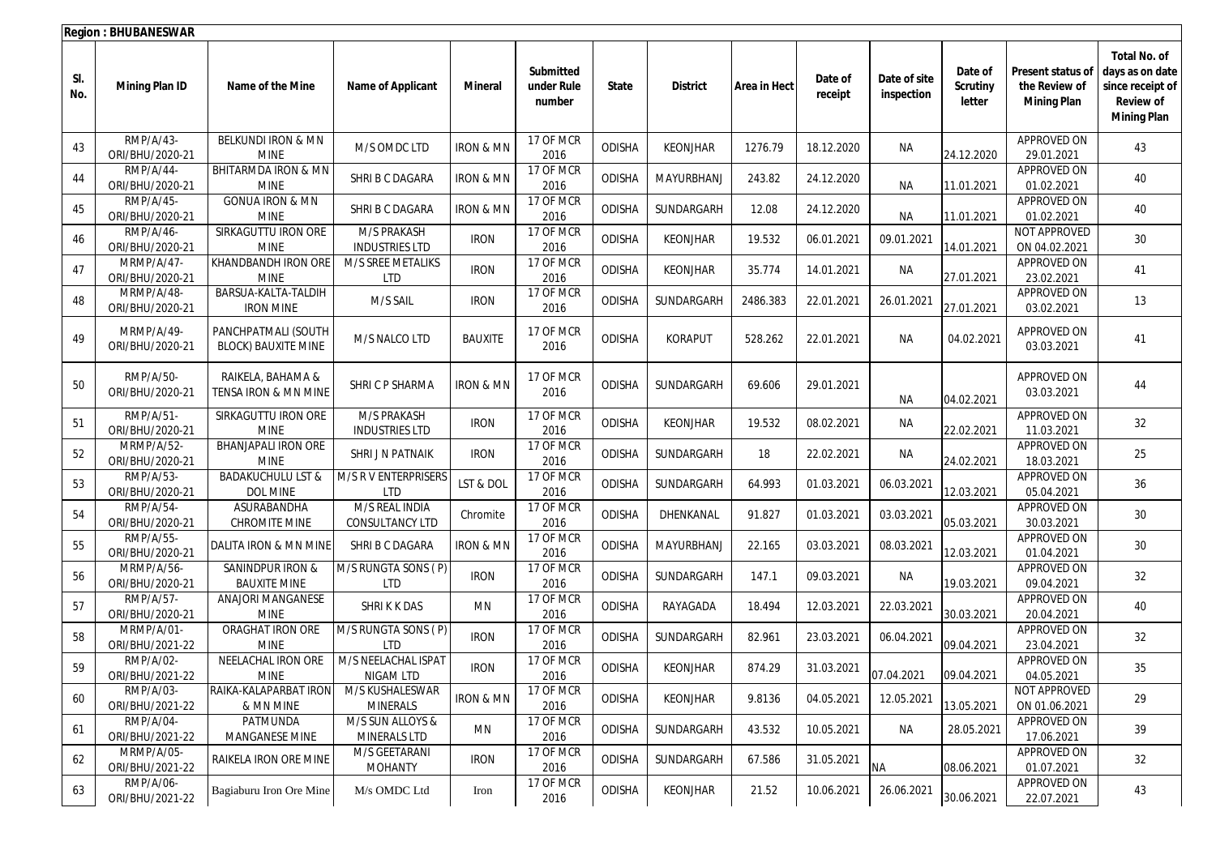**Region : BHUBANESWAR**

| Sl. No. | Mining Plan ID | Name of the Mine | Name of Applicant | Mineral | Submitted under Rule number | State | District | Area in Hect | Date of receipt | Date of site inspection | Date of Scrutiny letter | Present status of the Review of Mining Plan | Total No. of days as on date since receipt of Review of Mining Plan |
|---|---|---|---|---|---|---|---|---|---|---|---|---|---|
| 43 | RMP/A/43-ORI/BHU/2020-21 | BELKUNDI IRON & MN MINE | M/S OMDC LTD | IRON & MN | 17 OF MCR 2016 | ODISHA | KEONJHAR | 1276.79 | 18.12.2020 | NA | 24.12.2020 | APPROVED ON 29.01.2021 | 43 |
| 44 | RMP/A/44-ORI/BHU/2020-21 | BHITARMDA IRON & MN MINE | SHRI B C DAGARA | IRON & MN | 17 OF MCR 2016 | ODISHA | MAYURBHANJ | 243.82 | 24.12.2020 | NA | 11.01.2021 | APPROVED ON 01.02.2021 | 40 |
| 45 | RMP/A/45-ORI/BHU/2020-21 | GONUA IRON & MN MINE | SHRI B C DAGARA | IRON & MN | 17 OF MCR 2016 | ODISHA | SUNDARGARH | 12.08 | 24.12.2020 | NA | 11.01.2021 | APPROVED ON 01.02.2021 | 40 |
| 46 | RMP/A/46-ORI/BHU/2020-21 | SIRKAGUTTU IRON ORE MINE | M/S PRAKASH INDUSTRIES LTD | IRON | 17 OF MCR 2016 | ODISHA | KEONJHAR | 19.532 | 06.01.2021 | 09.01.2021 | 14.01.2021 | NOT APPROVED ON 04.02.2021 | 30 |
| 47 | MRMP/A/47-ORI/BHU/2020-21 | KHANDBANDH IRON ORE MINE | M/S SREE METALIKS LTD | IRON | 17 OF MCR 2016 | ODISHA | KEONJHAR | 35.774 | 14.01.2021 | NA | 27.01.2021 | APPROVED ON 23.02.2021 | 41 |
| 48 | MRMP/A/48-ORI/BHU/2020-21 | BARSUA-KALTA-TALDIH IRON MINE | M/S SAIL | IRON | 17 OF MCR 2016 | ODISHA | SUNDARGARH | 2486.383 | 22.01.2021 | 26.01.2021 | 27.01.2021 | APPROVED ON 03.02.2021 | 13 |
| 49 | MRMP/A/49-ORI/BHU/2020-21 | PANCHPATMALI (SOUTH BLOCK) BAUXITE MINE | M/S NALCO LTD | BAUXITE | 17 OF MCR 2016 | ODISHA | KORAPUT | 528.262 | 22.01.2021 | NA | 04.02.2021 | APPROVED ON 03.03.2021 | 41 |
| 50 | RMP/A/50-ORI/BHU/2020-21 | RAIKELA, BAHAMA & TENSA IRON & MN MINE | SHRI C P SHARMA | IRON & MN | 17 OF MCR 2016 | ODISHA | SUNDARGARH | 69.606 | 29.01.2021 | NA | 04.02.2021 | APPROVED ON 03.03.2021 | 44 |
| 51 | RMP/A/51-ORI/BHU/2020-21 | SIRKAGUTTU IRON ORE MINE | M/S PRAKASH INDUSTRIES LTD | IRON | 17 OF MCR 2016 | ODISHA | KEONJHAR | 19.532 | 08.02.2021 | NA | 22.02.2021 | APPROVED ON 11.03.2021 | 32 |
| 52 | MRMP/A/52-ORI/BHU/2020-21 | BHANJAPALI IRON ORE MINE | SHRI J N PATNAIK | IRON | 17 OF MCR 2016 | ODISHA | SUNDARGARH | 18 | 22.02.2021 | NA | 24.02.2021 | APPROVED ON 18.03.2021 | 25 |
| 53 | RMP/A/53-ORI/BHU/2020-21 | BADAKUCHULU LST & DOL MINE | M/S R V ENTERPRISERS LTD | LST & DOL | 17 OF MCR 2016 | ODISHA | SUNDARGARH | 64.993 | 01.03.2021 | 06.03.2021 | 12.03.2021 | APPROVED ON 05.04.2021 | 36 |
| 54 | RMP/A/54-ORI/BHU/2020-21 | ASURABANDHA CHROMITE MINE | M/S REAL INDIA CONSULTANCY LTD | Chromite | 17 OF MCR 2016 | ODISHA | DHENKANAL | 91.827 | 01.03.2021 | 03.03.2021 | 05.03.2021 | APPROVED ON 30.03.2021 | 30 |
| 55 | RMP/A/55-ORI/BHU/2020-21 | DALITA IRON & MN MINE | SHRI B C DAGARA | IRON & MN | 17 OF MCR 2016 | ODISHA | MAYURBHANJ | 22.165 | 03.03.2021 | 08.03.2021 | 12.03.2021 | APPROVED ON 01.04.2021 | 30 |
| 56 | MRMP/A/56-ORI/BHU/2020-21 | SANINDPUR IRON & BAUXITE MINE | M/S RUNGTA SONS ( P) LTD | IRON | 17 OF MCR 2016 | ODISHA | SUNDARGARH | 147.1 | 09.03.2021 | NA | 19.03.2021 | APPROVED ON 09.04.2021 | 32 |
| 57 | RMP/A/57-ORI/BHU/2020-21 | ANAJORI MANGANESE MINE | SHRI K K DAS | MN | 17 OF MCR 2016 | ODISHA | RAYAGADA | 18.494 | 12.03.2021 | 22.03.2021 | 30.03.2021 | APPROVED ON 20.04.2021 | 40 |
| 58 | MRMP/A/01-ORI/BHU/2021-22 | ORAGHAT IRON ORE MINE | M/S RUNGTA SONS ( P) LTD | IRON | 17 OF MCR 2016 | ODISHA | SUNDARGARH | 82.961 | 23.03.2021 | 06.04.2021 | 09.04.2021 | APPROVED ON 23.04.2021 | 32 |
| 59 | RMP/A/02-ORI/BHU/2021-22 | NEELACHAL IRON ORE MINE | M/S NEELACHAL ISPAT NIGAM LTD | IRON | 17 OF MCR 2016 | ODISHA | KEONJHAR | 874.29 | 31.03.2021 | 07.04.2021 | 09.04.2021 | APPROVED ON 04.05.2021 | 35 |
| 60 | RMP/A/03-ORI/BHU/2021-22 | RAIKA-KALAPARBAT IRON & MN MINE | M/S KUSHALESWAR MINERALS | IRON & MN | 17 OF MCR 2016 | ODISHA | KEONJHAR | 9.8136 | 04.05.2021 | 12.05.2021 | 13.05.2021 | NOT APPROVED ON 01.06.2021 | 29 |
| 61 | RMP/A/04-ORI/BHU/2021-22 | PATMUNDA MANGANESE MINE | M/S SUN ALLOYS & MINERALS LTD | MN | 17 OF MCR 2016 | ODISHA | SUNDARGARH | 43.532 | 10.05.2021 | NA | 28.05.2021 | APPROVED ON 17.06.2021 | 39 |
| 62 | MRMP/A/05-ORI/BHU/2021-22 | RAIKELA IRON ORE MINE | M/S GEETARANI MOHANTY | IRON | 17 OF MCR 2016 | ODISHA | SUNDARGARH | 67.586 | 31.05.2021 | NA | 08.06.2021 | APPROVED ON 01.07.2021 | 32 |
| 63 | RMP/A/06-ORI/BHU/2021-22 | Bagiaburu Iron Ore Mine | M/s OMDC Ltd | Iron | 17 OF MCR 2016 | ODISHA | KEONJHAR | 21.52 | 10.06.2021 | 26.06.2021 | 30.06.2021 | APPROVED ON 22.07.2021 | 43 |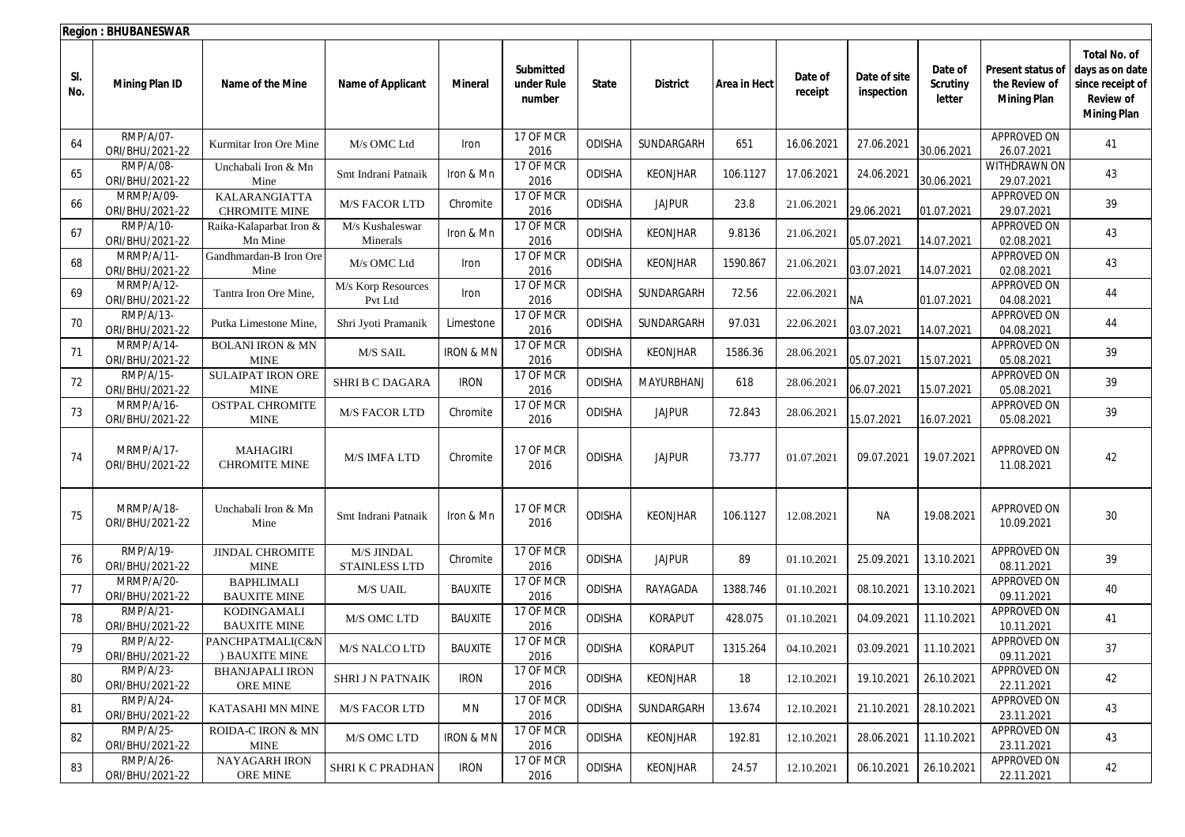**Region : BHUBANESWAR**

| Sl. No. | Mining Plan ID | Name of the Mine | Name of Applicant | Mineral | Submitted under Rule number | State | District | Area in Hect | Date of receipt | Date of site inspection | Date of Scrutiny letter | Present status of the Review of Mining Plan | Total No. of days as on date since receipt of Review of Mining Plan |
|---|---|---|---|---|---|---|---|---|---|---|---|---|---|
| 64 | RMP/A/07-ORI/BHU/2021-22 | Kurmitar Iron Ore Mine | M/s OMC Ltd | Iron | 17 OF MCR 2016 | ODISHA | SUNDARGARH | 651 | 16.06.2021 | 27.06.2021 | 30.06.2021 | APPROVED ON 26.07.2021 | 41 |
| 65 | RMP/A/08-ORI/BHU/2021-22 | Unchabali Iron & Mn Mine | Smt Indrani Patnaik | Iron & Mn | 17 OF MCR 2016 | ODISHA | KEONJHAR | 106.1127 | 17.06.2021 | 24.06.2021 | 30.06.2021 | WITHDRAWN ON 29.07.2021 | 43 |
| 66 | MRMP/A/09-ORI/BHU/2021-22 | KALARANGIATTA CHROMITE MINE | M/S FACOR LTD | Chromite | 17 OF MCR 2016 | ODISHA | JAJPUR | 23.8 | 21.06.2021 | 29.06.2021 | 01.07.2021 | APPROVED ON 29.07.2021 | 39 |
| 67 | RMP/A/10-ORI/BHU/2021-22 | Raika-Kalaparbat Iron & Mn Mine | M/s Kushaleswar Minerals | Iron & Mn | 17 OF MCR 2016 | ODISHA | KEONJHAR | 9.8136 | 21.06.2021 | 05.07.2021 | 14.07.2021 | APPROVED ON 02.08.2021 | 43 |
| 68 | MRMP/A/11-ORI/BHU/2021-22 | Gandhmardan-B Iron Ore Mine | M/s OMC Ltd | Iron | 17 OF MCR 2016 | ODISHA | KEONJHAR | 1590.867 | 21.06.2021 | 03.07.2021 | 14.07.2021 | APPROVED ON 02.08.2021 | 43 |
| 69 | MRMP/A/12-ORI/BHU/2021-22 | Tantra Iron Ore Mine, | M/s Korp Resources Pvt Ltd | Iron | 17 OF MCR 2016 | ODISHA | SUNDARGARH | 72.56 | 22.06.2021 | NA | 01.07.2021 | APPROVED ON 04.08.2021 | 44 |
| 70 | RMP/A/13-ORI/BHU/2021-22 | Putka Limestone Mine, | Shri Jyoti Pramanik | Limestone | 17 OF MCR 2016 | ODISHA | SUNDARGARH | 97.031 | 22.06.2021 | 03.07.2021 | 14.07.2021 | APPROVED ON 04.08.2021 | 44 |
| 71 | MRMP/A/14-ORI/BHU/2021-22 | BOLANI IRON & MN MINE | M/S SAIL | IRON & MN | 17 OF MCR 2016 | ODISHA | KEONJHAR | 1586.36 | 28.06.2021 | 05.07.2021 | 15.07.2021 | APPROVED ON 05.08.2021 | 39 |
| 72 | RMP/A/15-ORI/BHU/2021-22 | SULAIPAT IRON ORE MINE | SHRI B C DAGARA | IRON | 17 OF MCR 2016 | ODISHA | MAYURBHANJ | 618 | 28.06.2021 | 06.07.2021 | 15.07.2021 | APPROVED ON 05.08.2021 | 39 |
| 73 | MRMP/A/16-ORI/BHU/2021-22 | OSTPAL CHROMITE MINE | M/S FACOR LTD | Chromite | 17 OF MCR 2016 | ODISHA | JAJPUR | 72.843 | 28.06.2021 | 15.07.2021 | 16.07.2021 | APPROVED ON 05.08.2021 | 39 |
| 74 | MRMP/A/17-ORI/BHU/2021-22 | MAHAGIRI CHROMITE MINE | M/S IMFA LTD | Chromite | 17 OF MCR 2016 | ODISHA | JAJPUR | 73.777 | 01.07.2021 | 09.07.2021 | 19.07.2021 | APPROVED ON 11.08.2021 | 42 |
| 75 | MRMP/A/18-ORI/BHU/2021-22 | Unchabali Iron & Mn Mine | Smt Indrani Patnaik | Iron & Mn | 17 OF MCR 2016 | ODISHA | KEONJHAR | 106.1127 | 12.08.2021 | NA | 19.08.2021 | APPROVED ON 10.09.2021 | 30 |
| 76 | RMP/A/19-ORI/BHU/2021-22 | JINDAL CHROMITE MINE | M/S JINDAL STAINLESS LTD | Chromite | 17 OF MCR 2016 | ODISHA | JAJPUR | 89 | 01.10.2021 | 25.09.2021 | 13.10.2021 | APPROVED ON 08.11.2021 | 39 |
| 77 | MRMP/A/20-ORI/BHU/2021-22 | BAPHLIMALI BAUXITE MINE | M/S UAIL | BAUXITE | 17 OF MCR 2016 | ODISHA | RAYAGADA | 1388.746 | 01.10.2021 | 08.10.2021 | 13.10.2021 | APPROVED ON 09.11.2021 | 40 |
| 78 | RMP/A/21-ORI/BHU/2021-22 | KODINGAMALI BAUXITE MINE | M/S OMC LTD | BAUXITE | 17 OF MCR 2016 | ODISHA | KORAPUT | 428.075 | 01.10.2021 | 04.09.2021 | 11.10.2021 | APPROVED ON 10.11.2021 | 41 |
| 79 | RMP/A/22-ORI/BHU/2021-22 | PANCHPATMALI(C&N) BAUXITE MINE | M/S NALCO LTD | BAUXITE | 17 OF MCR 2016 | ODISHA | KORAPUT | 1315.264 | 04.10.2021 | 03.09.2021 | 11.10.2021 | APPROVED ON 09.11.2021 | 37 |
| 80 | RMP/A/23-ORI/BHU/2021-22 | BHANJAPALI IRON ORE MINE | SHRI J N PATNAIK | IRON | 17 OF MCR 2016 | ODISHA | KEONJHAR | 18 | 12.10.2021 | 19.10.2021 | 26.10.2021 | APPROVED ON 22.11.2021 | 42 |
| 81 | RMP/A/24-ORI/BHU/2021-22 | KATASAHI MN MINE | M/S FACOR LTD | MN | 17 OF MCR 2016 | ODISHA | SUNDARGARH | 13.674 | 12.10.2021 | 21.10.2021 | 28.10.2021 | APPROVED ON 23.11.2021 | 43 |
| 82 | RMP/A/25-ORI/BHU/2021-22 | ROIDA-C IRON & MN MINE | M/S OMC LTD | IRON & MN | 17 OF MCR 2016 | ODISHA | KEONJHAR | 192.81 | 12.10.2021 | 28.06.2021 | 11.10.2021 | APPROVED ON 23.11.2021 | 43 |
| 83 | RMP/A/26-ORI/BHU/2021-22 | NAYAGARH IRON ORE MINE | SHRI K C PRADHAN | IRON | 17 OF MCR 2016 | ODISHA | KEONJHAR | 24.57 | 12.10.2021 | 06.10.2021 | 26.10.2021 | APPROVED ON 22.11.2021 | 42 |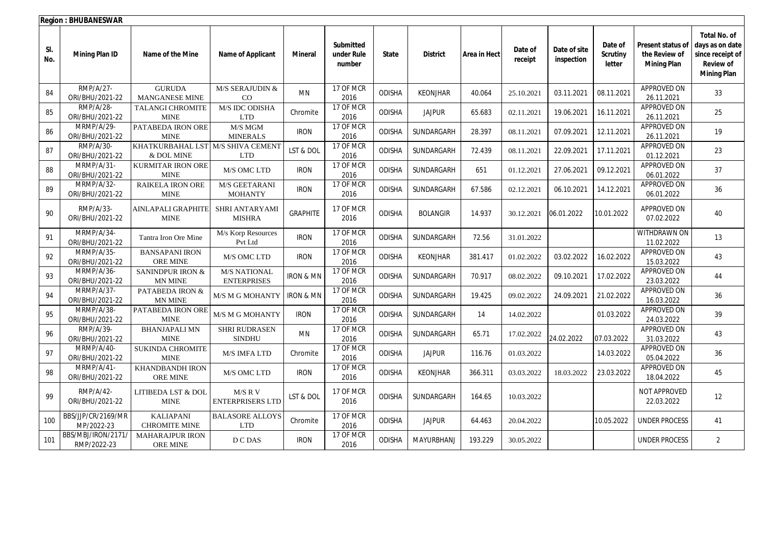**Region : BHUBANESWAR**

| Sl. No. | Mining Plan ID | Name of the Mine | Name of Applicant | Mineral | Submitted under Rule number | State | District | Area in Hect | Date of receipt | Date of site inspection | Date of Scrutiny letter | Present status of the Review of Mining Plan | Total No. of days as on date since receipt of Review of Mining Plan |
|---|---|---|---|---|---|---|---|---|---|---|---|---|---|
| 84 | RMP/A/27-ORI/BHU/2021-22 | GURUDA MANGANESE MINE | M/S SERAJUDIN & CO | MN | 17 OF MCR 2016 | ODISHA | KEONJHAR | 40.064 | 25.10.2021 | 03.11.2021 | 08.11.2021 | APPROVED ON 26.11.2021 | 33 |
| 85 | RMP/A/28-ORI/BHU/2021-22 | TALANGI CHROMITE MINE | M/S IDC ODISHA LTD | Chromite | 17 OF MCR 2016 | ODISHA | JAJPUR | 65.683 | 02.11.2021 | 19.06.2021 | 16.11.2021 | APPROVED ON 26.11.2021 | 25 |
| 86 | MRMP/A/29-ORI/BHU/2021-22 | PATABEDA IRON ORE MINE | M/S MGM MINERALS | IRON | 17 OF MCR 2016 | ODISHA | SUNDARGARH | 28.397 | 08.11.2021 | 07.09.2021 | 12.11.2021 | APPROVED ON 26.11.2021 | 19 |
| 87 | RMP/A/30-ORI/BHU/2021-22 | KHATKURBAHAL LST & DOL MINE | M/S SHIVA CEMENT LTD | LST & DOL | 17 OF MCR 2016 | ODISHA | SUNDARGARH | 72.439 | 08.11.2021 | 22.09.2021 | 17.11.2021 | APPROVED ON 01.12.2021 | 23 |
| 88 | MRMP/A/31-ORI/BHU/2021-22 | KURMITAR IRON ORE MINE | M/S OMC LTD | IRON | 17 OF MCR 2016 | ODISHA | SUNDARGARH | 651 | 01.12.2021 | 27.06.2021 | 09.12.2021 | APPROVED ON 06.01.2022 | 37 |
| 89 | MRMP/A/32-ORI/BHU/2021-22 | RAIKELA IRON ORE MINE | M/S GEETARANI MOHANTY | IRON | 17 OF MCR 2016 | ODISHA | SUNDARGARH | 67.586 | 02.12.2021 | 06.10.2021 | 14.12.2021 | APPROVED ON 06.01.2022 | 36 |
| 90 | RMP/A/33-ORI/BHU/2021-22 | AINLAPALI GRAPHITE MINE | SHRI ANTARYAMI MISHRA | GRAPHITE | 17 OF MCR 2016 | ODISHA | BOLANGIR | 14.937 | 30.12.2021 | 06.01.2022 | 10.01.2022 | APPROVED ON 07.02.2022 | 40 |
| 91 | MRMP/A/34-ORI/BHU/2021-22 | Tantra Iron Ore Mine | M/s Korp Resources Pvt Ltd | IRON | 17 OF MCR 2016 | ODISHA | SUNDARGARH | 72.56 | 31.01.2022 | | | WITHDRAWN ON 11.02.2022 | 13 |
| 92 | MRMP/A/35-ORI/BHU/2021-22 | BANSAPANI IRON ORE MINE | M/S OMC LTD | IRON | 17 OF MCR 2016 | ODISHA | KEONJHAR | 381.417 | 01.02.2022 | 03.02.2022 | 16.02.2022 | APPROVED ON 15.03.2022 | 43 |
| 93 | MRMP/A/36-ORI/BHU/2021-22 | SANINDPUR IRON & MN MINE | M/S NATIONAL ENTERPRISES | IRON & MN | 17 OF MCR 2016 | ODISHA | SUNDARGARH | 70.917 | 08.02.2022 | 09.10.2021 | 17.02.2022 | APPROVED ON 23.03.2022 | 44 |
| 94 | MRMP/A/37-ORI/BHU/2021-22 | PATABEDA IRON & MN MINE | M/S M G MOHANTY | IRON & MN | 17 OF MCR 2016 | ODISHA | SUNDARGARH | 19.425 | 09.02.2022 | 24.09.2021 | 21.02.2022 | APPROVED ON 16.03.2022 | 36 |
| 95 | MRMP/A/38-ORI/BHU/2021-22 | PATABEDA IRON ORE MINE | M/S M G MOHANTY | IRON | 17 OF MCR 2016 | ODISHA | SUNDARGARH | 14 | 14.02.2022 | | 01.03.2022 | APPROVED ON 24.03.2022 | 39 |
| 96 | RMP/A/39-ORI/BHU/2021-22 | BHANJAPALI MN MINE | SHRI RUDRASEN SINDHU | MN | 17 OF MCR 2016 | ODISHA | SUNDARGARH | 65.71 | 17.02.2022 | 24.02.2022 | 07.03.2022 | APPROVED ON 31.03.2022 | 43 |
| 97 | MRMP/A/40-ORI/BHU/2021-22 | SUKINDA CHROMITE MINE | M/S IMFA LTD | Chromite | 17 OF MCR 2016 | ODISHA | JAJPUR | 116.76 | 01.03.2022 | | 14.03.2022 | APPROVED ON 05.04.2022 | 36 |
| 98 | MRMP/A/41-ORI/BHU/2021-22 | KHANDBANDH IRON ORE MINE | M/S OMC LTD | IRON | 17 OF MCR 2016 | ODISHA | KEONJHAR | 366.311 | 03.03.2022 | 18.03.2022 | 23.03.2022 | APPROVED ON 18.04.2022 | 45 |
| 99 | RMP/A/42-ORI/BHU/2021-22 | LITIBEDA LST & DOL MINE | M/S R V ENTERPRISERS LTD | LST & DOL | 17 OF MCR 2016 | ODISHA | SUNDARGARH | 164.65 | 10.03.2022 | | | NOT APPROVED 22.03.2022 | 12 |
| 100 | BBS/JJP/CR/2169/MRMP/2022-23 | KALIAPANI CHROMITE MINE | BALASORE ALLOYS LTD | Chromite | 17 OF MCR 2016 | ODISHA | JAJPUR | 64.463 | 20.04.2022 | | 10.05.2022 | UNDER PROCESS | 41 |
| 101 | BBS/MBJ/IRON/2171/RMP/2022-23 | MAHARAJPUR IRON ORE MINE | D C DAS | IRON | 17 OF MCR 2016 | ODISHA | MAYURBHANJ | 193.229 | 30.05.2022 | | | UNDER PROCESS | 2 |